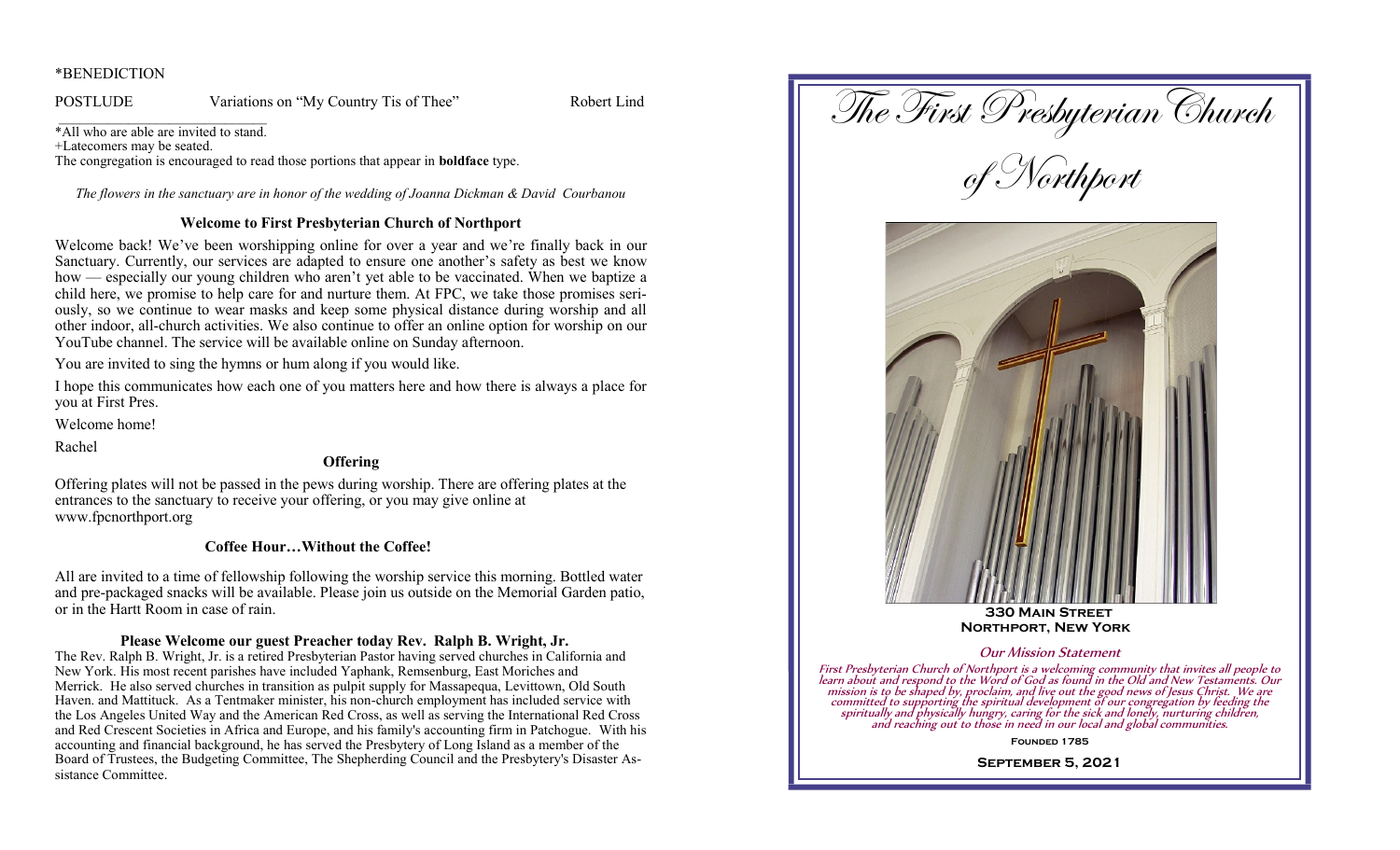*BENEDICTION

POSTLUDE Variations on "My Country Tis of Thee" Robert Lind

*All who are able are invited to stand.
+Latecomers may be seated.
The congregation is encouraged to read those portions that appear in **boldface** type.

*The flowers in the sanctuary are in honor of the wedding of Joanna Dickman & David Courbanou*

### Welcome to First Presbyterian Church of Northport

Welcome back! We've been worshipping online for over a year and we're finally back in our Sanctuary. Currently, our services are adapted to ensure one another's safety as best we know how — especially our young children who aren't yet able to be vaccinated. When we baptize a child here, we promise to help care for and nurture them. At FPC, we take those promises seriously, so we continue to wear masks and keep some physical distance during worship and all other indoor, all-church activities. We also continue to offer an online option for worship on our YouTube channel. The service will be available online on Sunday afternoon.

You are invited to sing the hymns or hum along if you would like.

I hope this communicates how each one of you matters here and how there is always a place for you at First Pres.

Welcome home!

Rachel

### Offering

Offering plates will not be passed in the pews during worship. There are offering plates at the entrances to the sanctuary to receive your offering, or you may give online at www.fpcnorthport.org

### Coffee Hour…Without the Coffee!

All are invited to a time of fellowship following the worship service this morning. Bottled water and pre-packaged snacks will be available. Please join us outside on the Memorial Garden patio, or in the Hartt Room in case of rain.

### Please Welcome our guest Preacher today Rev. Ralph B. Wright, Jr.

The Rev. Ralph B. Wright, Jr. is a retired Presbyterian Pastor having served churches in California and New York. His most recent parishes have included Yaphank, Remsenburg, East Moriches and Merrick. He also served churches in transition as pulpit supply for Massapequa, Levittown, Old South Haven. and Mattituck. As a Tentmaker minister, his non-church employment has included service with the Los Angeles United Way and the American Red Cross, as well as serving the International Red Cross and Red Crescent Societies in Africa and Europe, and his family's accounting firm in Patchogue. With his accounting and financial background, he has served the Presbytery of Long Island as a member of the Board of Trustees, the Budgeting Committee, The Shepherding Council and the Presbytery's Disaster Assistance Committee.

# The First Presbyterian Church of Northport

**330 Main Street**
**Northport, New York**

*Our Mission Statement*

*First Presbyterian Church of Northport is a welcoming community that invites all people to learn about and respond to the Word of God as found in the Old and New Testaments. Our mission is to be shaped by, proclaim, and live out the good news of Jesus Christ. We are committed to supporting the spiritual development of our congregation by feeding the spiritually and physically hungry, caring for the sick and lonely, nurturing children, and reaching out to those in need in our local and global communities.*

**Founded 1785**

**September 5, 2021**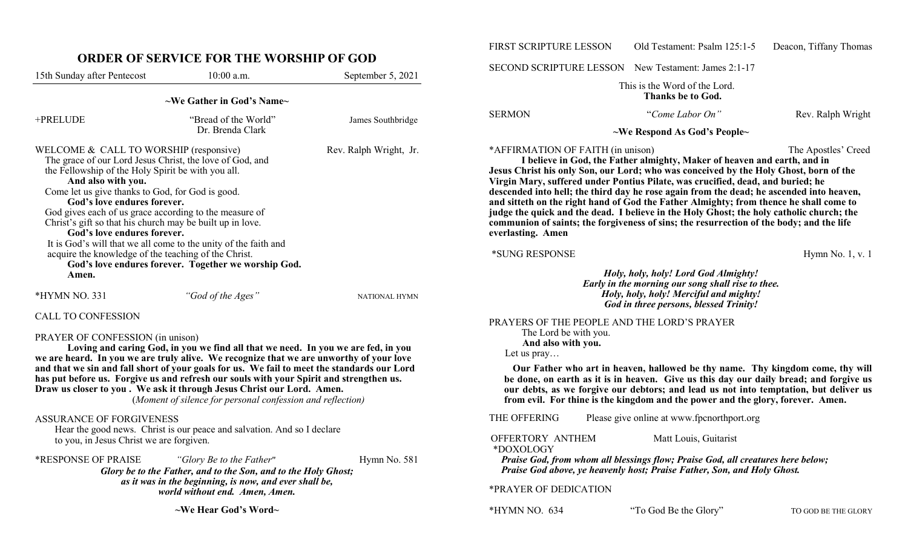# ORDER OF SERVICE FOR THE WORSHIP OF GOD

15th Sunday after Pentecost 10:00 a.m. September 5, 2021

**~We Gather in God's Name~**

+PRELUDE "Bread of the World" James Southbridge
Dr. Brenda Clark

WELCOME & CALL TO WORSHIP (responsive) Rev. Ralph Wright, Jr.

The grace of our Lord Jesus Christ, the love of God, and the Fellowship of the Holy Spirit be with you all.
**And also with you.**
Come let us give thanks to God, for God is good.
**God's love endures forever.**
God gives each of us grace according to the measure of Christ's gift so that his church may be built up in love.
**God's love endures forever.**
It is God's will that we all come to the unity of the faith and acquire the knowledge of the teaching of the Christ.
**God's love endures forever. Together we worship God. Amen.**

*HYMN NO. 331 *"God of the Ages"* NATIONAL HYMN

CALL TO CONFESSION

PRAYER OF CONFESSION (in unison)

**Loving and caring God, in you we find all that we need. In you we are fed, in you we are heard. In you we are truly alive. We recognize that we are unworthy of your love and that we sin and fall short of your goals for us. We fail to meet the standards our Lord has put before us. Forgive us and refresh our souls with your Spirit and strengthen us. Draw us closer to you . We ask it through Jesus Christ our Lord. Amen.**

(*Moment of silence for personal confession and reflection)*

ASSURANCE OF FORGIVENESS

Hear the good news. Christ is our peace and salvation. And so I declare to you, in Jesus Christ we are forgiven.

*RESPONSE OF PRAISE *"Glory Be to the Father"* Hymn No. 581

***Glory be to the Father, and to the Son, and to the Holy Ghost; as it was in the beginning, is now, and ever shall be, world without end. Amen, Amen.***

**~We Hear God's Word~**

FIRST SCRIPTURE LESSON Old Testament: Psalm 125:1-5 Deacon, Tiffany Thomas

SECOND SCRIPTURE LESSON New Testament: James 2:1-17

This is the Word of the Lord.
**Thanks be to God.**

SERMON "*Come Labor On"* Rev. Ralph Wright

**~We Respond As God's People~**

*AFFIRMATION OF FAITH (in unison) The Apostles' Creed

**I believe in God, the Father almighty, Maker of heaven and earth, and in Jesus Christ his only Son, our Lord; who was conceived by the Holy Ghost, born of the Virgin Mary, suffered under Pontius Pilate, was crucified, dead, and buried; he descended into hell; the third day he rose again from the dead; he ascended into heaven, and sitteth on the right hand of God the Father Almighty; from thence he shall come to judge the quick and the dead. I believe in the Holy Ghost; the holy catholic church; the communion of saints; the forgiveness of sins; the resurrection of the body; and the life everlasting. Amen**

*SUNG RESPONSE Hymn No. 1, v. 1

***Holy, holy, holy! Lord God Almighty!***
***Early in the morning our song shall rise to thee.***
***Holy, holy, holy! Merciful and mighty!***
***God in three persons, blessed Trinity!***

PRAYERS OF THE PEOPLE AND THE LORD'S PRAYER

The Lord be with you.
**And also with you.**
Let us pray…

**Our Father who art in heaven, hallowed be thy name. Thy kingdom come, thy will be done, on earth as it is in heaven. Give us this day our daily bread; and forgive us our debts, as we forgive our debtors; and lead us not into temptation, but deliver us from evil. For thine is the kingdom and the power and the glory, forever. Amen.**

THE OFFERING Please give online at www.fpcnorthport.org

OFFERTORY ANTHEM Matt Louis, Guitarist

*DOXOLOGY

***Praise God, from whom all blessings flow; Praise God, all creatures here below; Praise God above, ye heavenly host; Praise Father, Son, and Holy Ghost.***

*PRAYER OF DEDICATION

*HYMN NO. 634 "To God Be the Glory" TO GOD BE THE GLORY